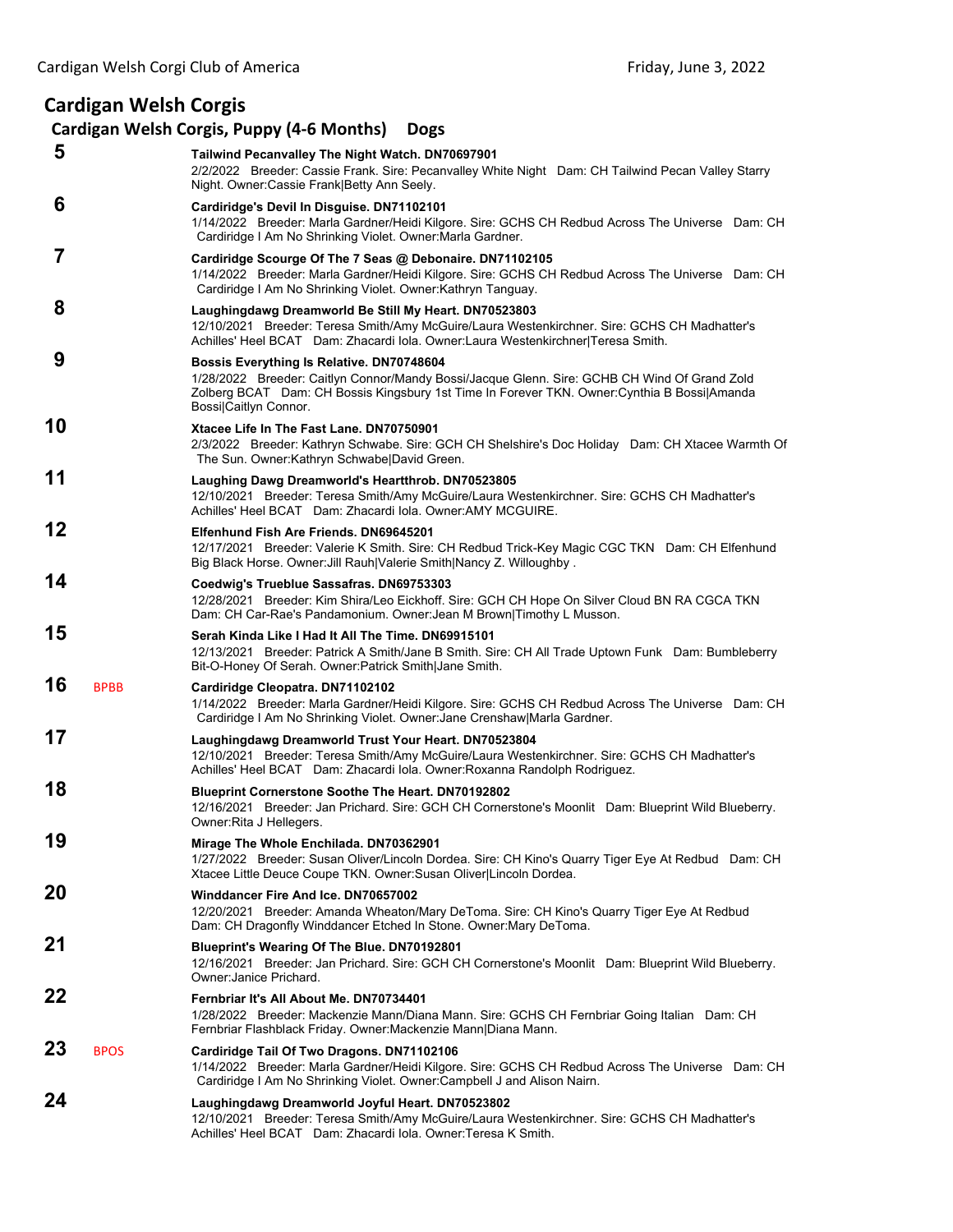Cardigan Welsh Corgi Club of America Friday, June 3, 2022

# Cardigan Welsh Corgis

## Cardigan Welsh Corgis, Puppy (4-6 Months) Dogs

**5** **Tailwind Pecanvalley The Night Watch. DN70697901**
2/2/2022 Breeder: Cassie Frank. Sire: Pecanvalley White Night Dam: CH Tailwind Pecan Valley Starry Night. Owner:Cassie Frank|Betty Ann Seely.

**6** **Cardiridge's Devil In Disguise. DN71102101**
1/14/2022 Breeder: Marla Gardner/Heidi Kilgore. Sire: GCHS CH Redbud Across The Universe Dam: CH Cardiridge I Am No Shrinking Violet. Owner:Marla Gardner.

**7** **Cardiridge Scourge Of The 7 Seas @ Debonaire. DN71102105**
1/14/2022 Breeder: Marla Gardner/Heidi Kilgore. Sire: GCHS CH Redbud Across The Universe Dam: CH Cardiridge I Am No Shrinking Violet. Owner:Kathryn Tanguay.

**8** **Laughingdawg Dreamworld Be Still My Heart. DN70523803**
12/10/2021 Breeder: Teresa Smith/Amy McGuire/Laura Westenkirchner. Sire: GCHS CH Madhatter's Achilles' Heel BCAT Dam: Zhacardi Iola. Owner:Laura Westenkirchner|Teresa Smith.

**9** **Bossis Everything Is Relative. DN70748604**
1/28/2022 Breeder: Caitlyn Connor/Mandy Bossi/Jacque Glenn. Sire: GCHB CH Wind Of Grand Zold Zolberg BCAT Dam: CH Bossis Kingsbury 1st Time In Forever TKN. Owner:Cynthia B Bossi|Amanda Bossi|Caitlyn Connor.

**10** **Xtacee Life In The Fast Lane. DN70750901**
2/3/2022 Breeder: Kathryn Schwabe. Sire: GCH CH Shelshire's Doc Holiday Dam: CH Xtacee Warmth Of The Sun. Owner:Kathryn Schwabe|David Green.

**11** **Laughing Dawg Dreamworld's Heartthrob. DN70523805**
12/10/2021 Breeder: Teresa Smith/Amy McGuire/Laura Westenkirchner. Sire: GCHS CH Madhatter's Achilles' Heel BCAT Dam: Zhacardi Iola. Owner:AMY MCGUIRE.

**12** **Elfenhund Fish Are Friends. DN69645201**
12/17/2021 Breeder: Valerie K Smith. Sire: CH Redbud Trick-Key Magic CGC TKN Dam: CH Elfenhund Big Black Horse. Owner:Jill Rauh|Valerie Smith|Nancy Z. Willoughby .

**14** **Coedwig's Trueblue Sassafras. DN69753303**
12/28/2021 Breeder: Kim Shira/Leo Eickhoff. Sire: GCH CH Hope On Silver Cloud BN RA CGCA TKN Dam: CH Car-Rae's Pandamonium. Owner:Jean M Brown|Timothy L Musson.

**15** **Serah Kinda Like I Had It All The Time. DN69915101**
12/13/2021 Breeder: Patrick A Smith/Jane B Smith. Sire: CH All Trade Uptown Funk Dam: Bumbleberry Bit-O-Honey Of Serah. Owner:Patrick Smith|Jane Smith.

**16** BPBB **Cardiridge Cleopatra. DN71102102**
1/14/2022 Breeder: Marla Gardner/Heidi Kilgore. Sire: GCHS CH Redbud Across The Universe Dam: CH Cardiridge I Am No Shrinking Violet. Owner:Jane Crenshaw|Marla Gardner.

**17** **Laughingdawg Dreamworld Trust Your Heart. DN70523804**
12/10/2021 Breeder: Teresa Smith/Amy McGuire/Laura Westenkirchner. Sire: GCHS CH Madhatter's Achilles' Heel BCAT Dam: Zhacardi Iola. Owner:Roxanna Randolph Rodriguez.

**18** **Blueprint Cornerstone Soothe The Heart. DN70192802**
12/16/2021 Breeder: Jan Prichard. Sire: GCH CH Cornerstone's Moonlit Dam: Blueprint Wild Blueberry. Owner:Rita J Hellegers.

**19** **Mirage The Whole Enchilada. DN70362901**
1/27/2022 Breeder: Susan Oliver/Lincoln Dordea. Sire: CH Kino's Quarry Tiger Eye At Redbud Dam: CH Xtacee Little Deuce Coupe TKN. Owner:Susan Oliver|Lincoln Dordea.

**20** **Winddancer Fire And Ice. DN70657002**
12/20/2021 Breeder: Amanda Wheaton/Mary DeToma. Sire: CH Kino's Quarry Tiger Eye At Redbud Dam: CH Dragonfly Winddancer Etched In Stone. Owner:Mary DeToma.

**21** **Blueprint's Wearing Of The Blue. DN70192801**
12/16/2021 Breeder: Jan Prichard. Sire: GCH CH Cornerstone's Moonlit Dam: Blueprint Wild Blueberry. Owner:Janice Prichard.

**22** **Fernbriar It's All About Me. DN70734401**
1/28/2022 Breeder: Mackenzie Mann/Diana Mann. Sire: GCHS CH Fernbriar Going Italian Dam: CH Fernbriar Flashblack Friday. Owner:Mackenzie Mann|Diana Mann.

**23** BPOS **Cardiridge Tail Of Two Dragons. DN71102106**
1/14/2022 Breeder: Marla Gardner/Heidi Kilgore. Sire: GCHS CH Redbud Across The Universe Dam: CH Cardiridge I Am No Shrinking Violet. Owner:Campbell J and Alison Nairn.

**24** **Laughingdawg Dreamworld Joyful Heart. DN70523802**
12/10/2021 Breeder: Teresa Smith/Amy McGuire/Laura Westenkirchner. Sire: GCHS CH Madhatter's Achilles' Heel BCAT Dam: Zhacardi Iola. Owner:Teresa K Smith.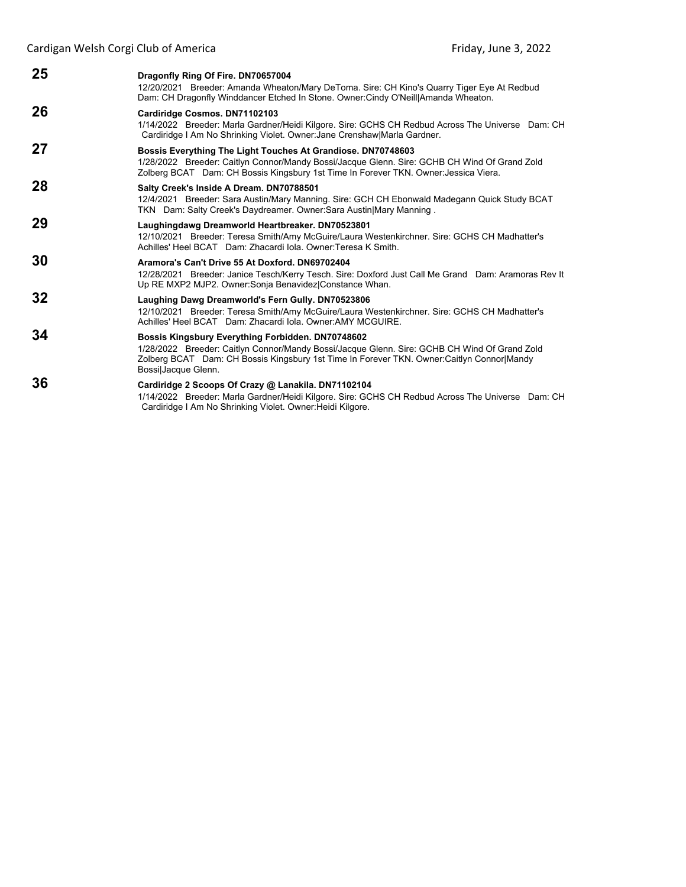**25** **Dragonfly Ring Of Fire. DN70657004**
12/20/2021 Breeder: Amanda Wheaton/Mary DeToma. Sire: CH Kino's Quarry Tiger Eye At Redbud Dam: CH Dragonfly Winddancer Etched In Stone. Owner:Cindy O'Neill|Amanda Wheaton.

**26** **Cardiridge Cosmos. DN71102103**
1/14/2022 Breeder: Marla Gardner/Heidi Kilgore. Sire: GCHS CH Redbud Across The Universe Dam: CH Cardiridge I Am No Shrinking Violet. Owner:Jane Crenshaw|Marla Gardner.

**27** **Bossis Everything The Light Touches At Grandiose. DN70748603**
1/28/2022 Breeder: Caitlyn Connor/Mandy Bossi/Jacque Glenn. Sire: GCHB CH Wind Of Grand Zold Zolberg BCAT Dam: CH Bossis Kingsbury 1st Time In Forever TKN. Owner:Jessica Viera.

**28** **Salty Creek's Inside A Dream. DN70788501**
12/4/2021 Breeder: Sara Austin/Mary Manning. Sire: GCH CH Ebonwald Madegann Quick Study BCAT TKN Dam: Salty Creek's Daydreamer. Owner:Sara Austin|Mary Manning .

**29** **Laughingdawg Dreamworld Heartbreaker. DN70523801**
12/10/2021 Breeder: Teresa Smith/Amy McGuire/Laura Westenkirchner. Sire: GCHS CH Madhatter's Achilles' Heel BCAT Dam: Zhacardi Iola. Owner:Teresa K Smith.

**30** **Aramora's Can't Drive 55 At Doxford. DN69702404**
12/28/2021 Breeder: Janice Tesch/Kerry Tesch. Sire: Doxford Just Call Me Grand Dam: Aramoras Rev It Up RE MXP2 MJP2. Owner:Sonja Benavidez|Constance Whan.

**32** **Laughing Dawg Dreamworld's Fern Gully. DN70523806**
12/10/2021 Breeder: Teresa Smith/Amy McGuire/Laura Westenkirchner. Sire: GCHS CH Madhatter's Achilles' Heel BCAT Dam: Zhacardi Iola. Owner:AMY MCGUIRE.

**34** **Bossis Kingsbury Everything Forbidden. DN70748602**
1/28/2022 Breeder: Caitlyn Connor/Mandy Bossi/Jacque Glenn. Sire: GCHB CH Wind Of Grand Zold Zolberg BCAT Dam: CH Bossis Kingsbury 1st Time In Forever TKN. Owner:Caitlyn Connor|Mandy Bossi|Jacque Glenn.

**36** **Cardiridge 2 Scoops Of Crazy @ Lanakila. DN71102104**
1/14/2022 Breeder: Marla Gardner/Heidi Kilgore. Sire: GCHS CH Redbud Across The Universe Dam: CH Cardiridge I Am No Shrinking Violet. Owner:Heidi Kilgore.